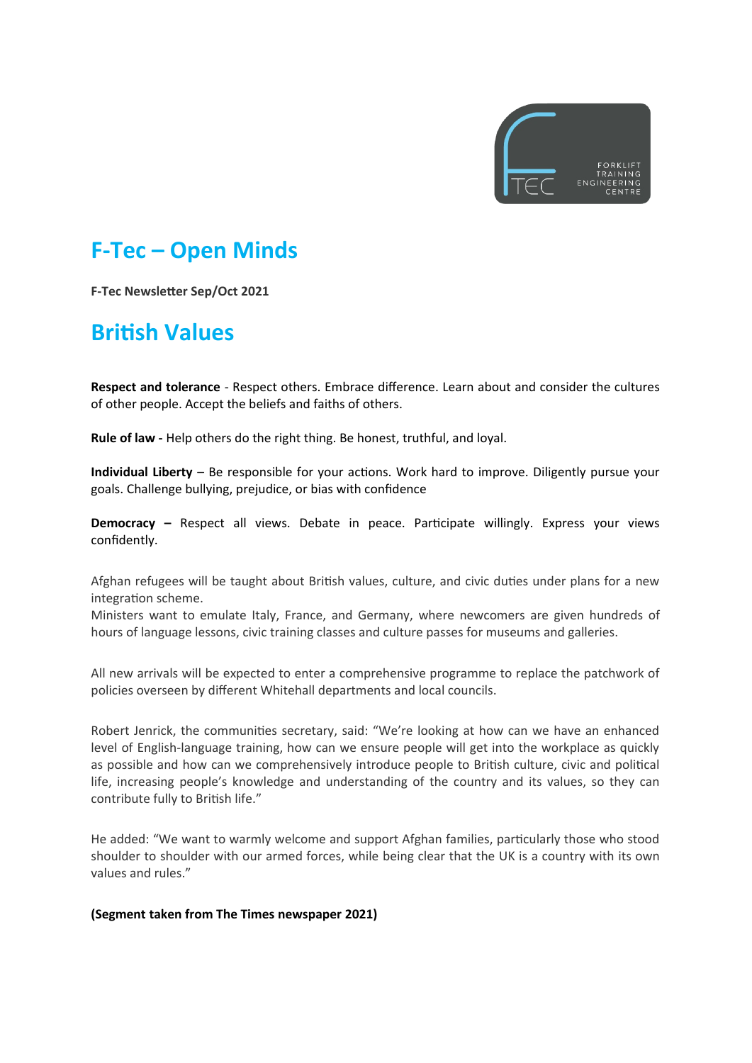# F-Tec – Open Minds

**F-Tec Newsletter Sep/Oct 2021**

## British Values

**Respect and tolerance** - Respect others. Embrace difference. Learn about and consider the cultures of other people. Accept the beliefs and faiths of others.

**Rule of law -** Help others do the right thing. Be honest, truthful, and loyal.

**Individual Liberty** – Be responsible for your actions. Work hard to improve. Diligently pursue your goals. Challenge bullying, prejudice, or bias with confidence

**Democracy –** Respect all views. Debate in peace. Participate willingly. Express your views confidently.

Afghan refugees will be taught about British values, culture, and civic duties under plans for a new integration scheme.
Ministers want to emulate Italy, France, and Germany, where newcomers are given hundreds of hours of language lessons, civic training classes and culture passes for museums and galleries.

All new arrivals will be expected to enter a comprehensive programme to replace the patchwork of policies overseen by different Whitehall departments and local councils.

Robert Jenrick, the communities secretary, said: "We're looking at how can we have an enhanced level of English-language training, how can we ensure people will get into the workplace as quickly as possible and how can we comprehensively introduce people to British culture, civic and political life, increasing people's knowledge and understanding of the country and its values, so they can contribute fully to British life."

He added: "We want to warmly welcome and support Afghan families, particularly those who stood shoulder to shoulder with our armed forces, while being clear that the UK is a country with its own values and rules."

**(Segment taken from The Times newspaper 2021)**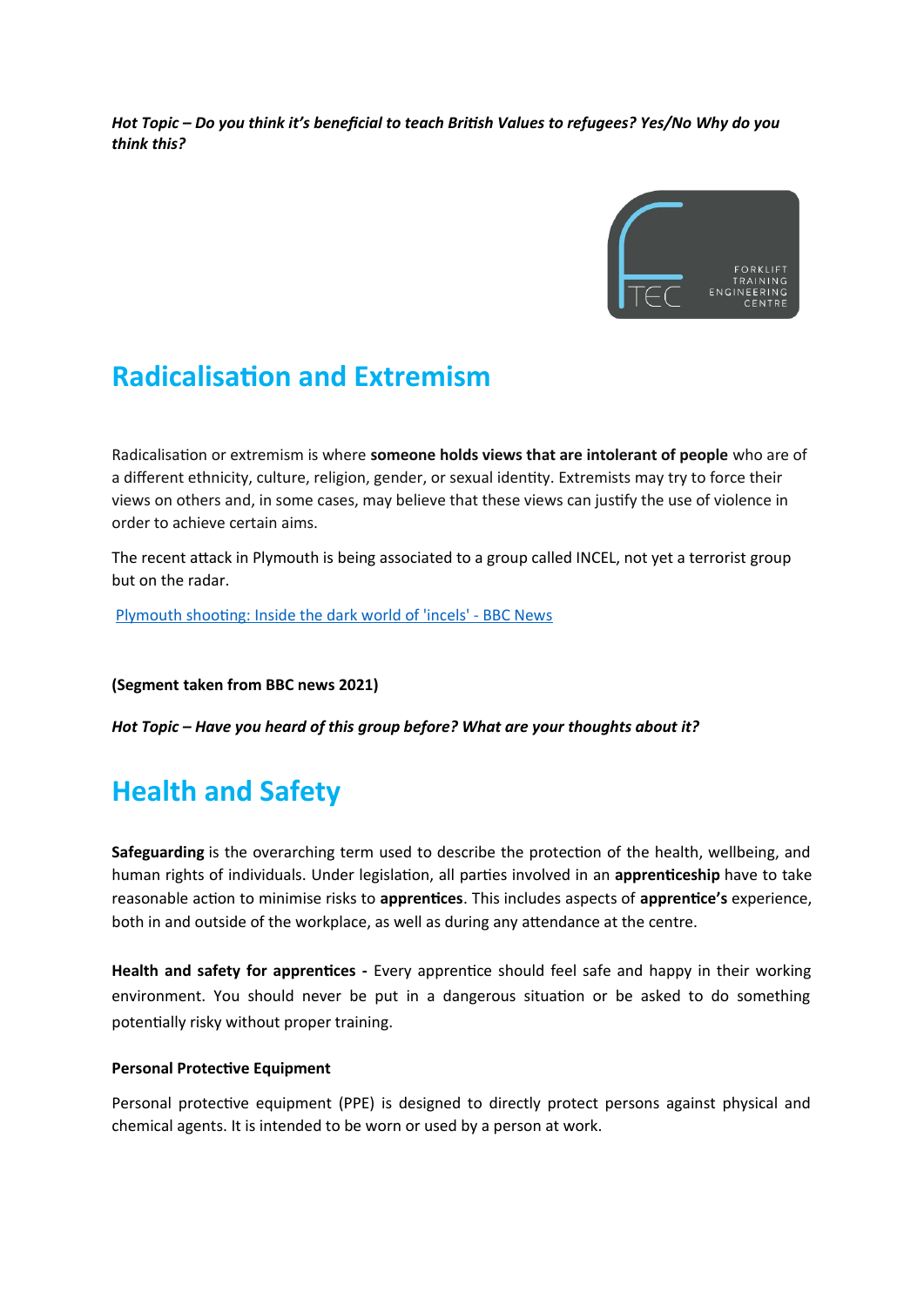***Hot Topic – Do you think it's beneficial to teach British Values to refugees? Yes/No Why do you think this?***

## Radicalisation and Extremism

Radicalisation or extremism is where **someone holds views that are intolerant of people** who are of a different ethnicity, culture, religion, gender, or sexual identity. Extremists may try to force their views on others and, in some cases, may believe that these views can justify the use of violence in order to achieve certain aims.

The recent attack in Plymouth is being associated to a group called INCEL, not yet a terrorist group but on the radar.

[Plymouth shooting: Inside the dark world of 'incels' - BBC News]

**(Segment taken from BBC news 2021)**

***Hot Topic – Have you heard of this group before? What are your thoughts about it?***

## Health and Safety

**Safeguarding** is the overarching term used to describe the protection of the health, wellbeing, and human rights of individuals. Under legislation, all parties involved in an **apprenticeship** have to take reasonable action to minimise risks to **apprentices**. This includes aspects of **apprentice's** experience, both in and outside of the workplace, as well as during any attendance at the centre.

**Health and safety for apprentices -** Every apprentice should feel safe and happy in their working environment. You should never be put in a dangerous situation or be asked to do something potentially risky without proper training.

**Personal Protective Equipment**

Personal protective equipment (PPE) is designed to directly protect persons against physical and chemical agents. It is intended to be worn or used by a person at work.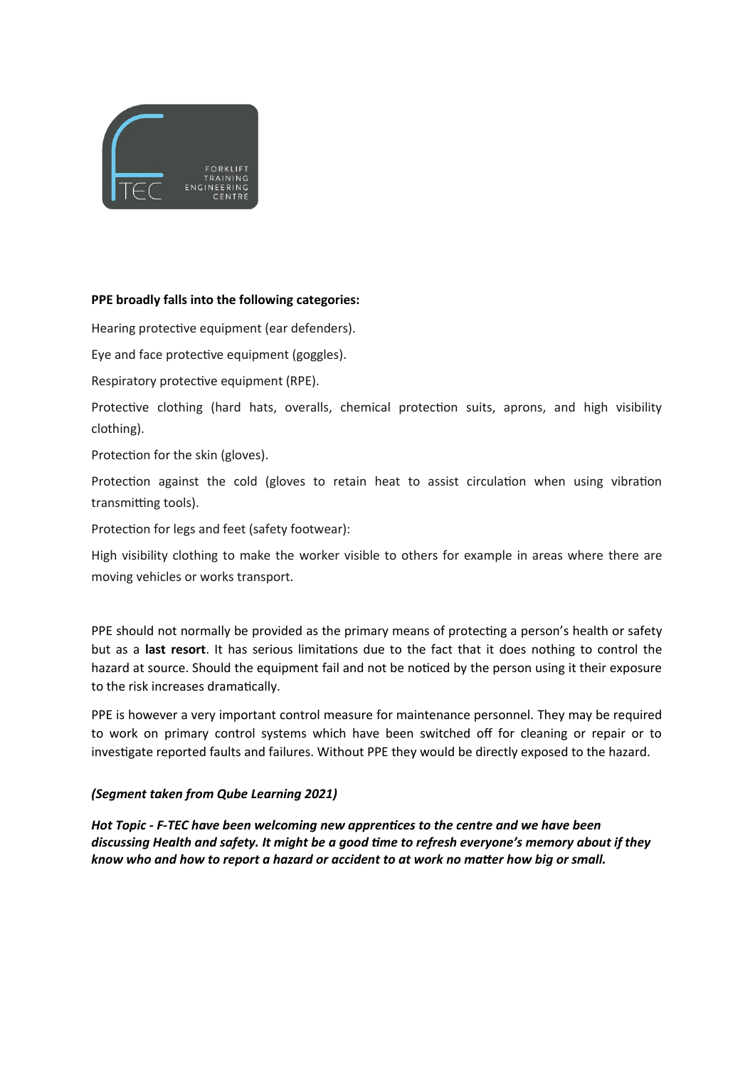**PPE broadly falls into the following categories:**

Hearing protective equipment (ear defenders).

Eye and face protective equipment (goggles).

Respiratory protective equipment (RPE).

Protective clothing (hard hats, overalls, chemical protection suits, aprons, and high visibility clothing).

Protection for the skin (gloves).

Protection against the cold (gloves to retain heat to assist circulation when using vibration transmitting tools).

Protection for legs and feet (safety footwear):

High visibility clothing to make the worker visible to others for example in areas where there are moving vehicles or works transport.

PPE should not normally be provided as the primary means of protecting a person's health or safety but as a **last resort**. It has serious limitations due to the fact that it does nothing to control the hazard at source. Should the equipment fail and not be noticed by the person using it their exposure to the risk increases dramatically.

PPE is however a very important control measure for maintenance personnel. They may be required to work on primary control systems which have been switched off for cleaning or repair or to investigate reported faults and failures. Without PPE they would be directly exposed to the hazard.

***(Segment taken from Qube Learning 2021)***

***Hot Topic - F-TEC have been welcoming new apprentices to the centre and we have been discussing Health and safety. It might be a good time to refresh everyone's memory about if they know who and how to report a hazard or accident to at work no matter how big or small.***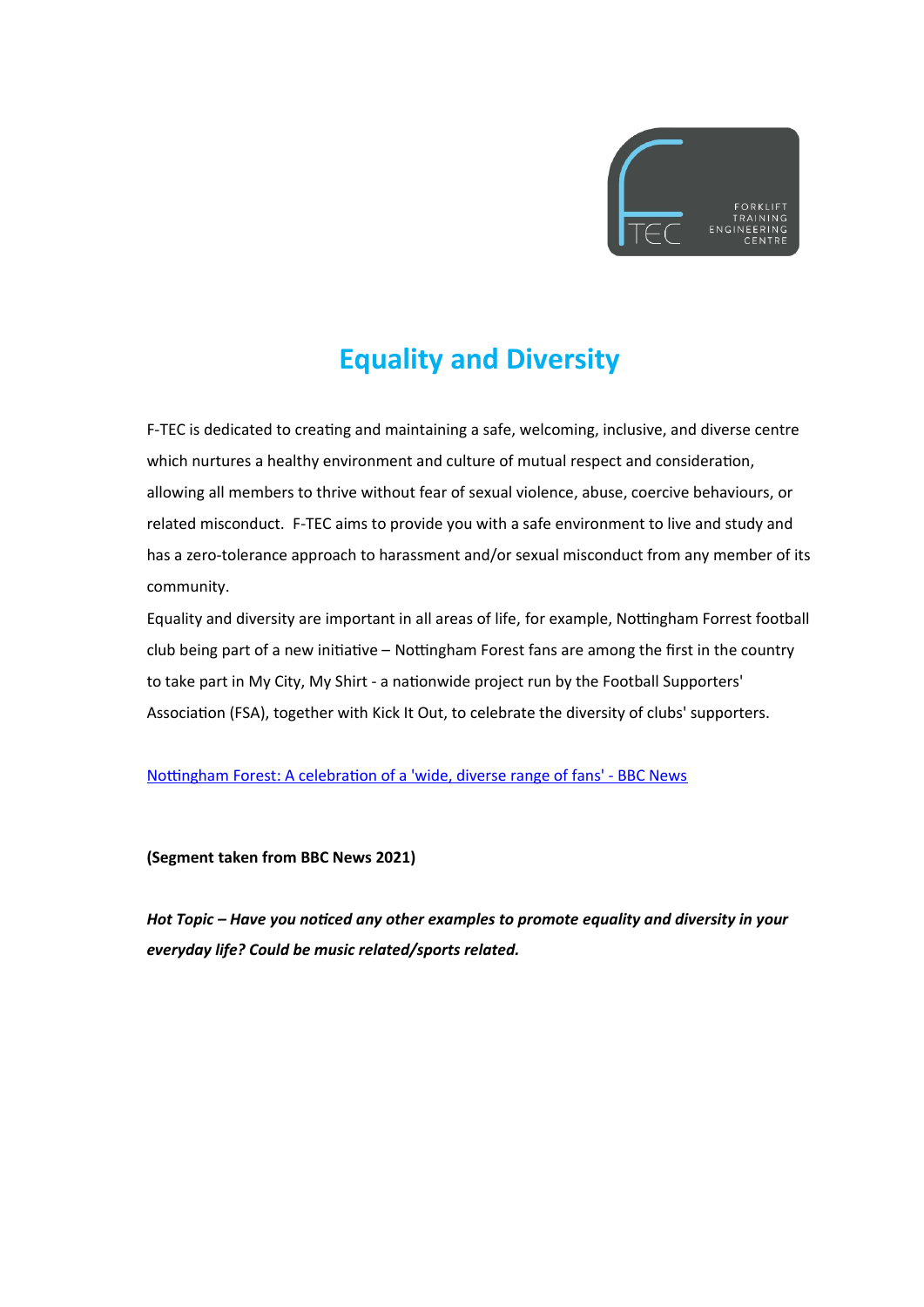# Equality and Diversity

F-TEC is dedicated to creating and maintaining a safe, welcoming, inclusive, and diverse centre which nurtures a healthy environment and culture of mutual respect and consideration, allowing all members to thrive without fear of sexual violence, abuse, coercive behaviours, or related misconduct. F-TEC aims to provide you with a safe environment to live and study and has a zero-tolerance approach to harassment and/or sexual misconduct from any member of its community.

Equality and diversity are important in all areas of life, for example, Nottingham Forrest football club being part of a new initiative – Nottingham Forest fans are among the first in the country to take part in My City, My Shirt - a nationwide project run by the Football Supporters' Association (FSA), together with Kick It Out, to celebrate the diversity of clubs' supporters.

Nottingham Forest: A celebration of a 'wide, diverse range of fans' - BBC News

**(Segment taken from BBC News 2021)**

***Hot Topic – Have you noticed any other examples to promote equality and diversity in your everyday life? Could be music related/sports related.***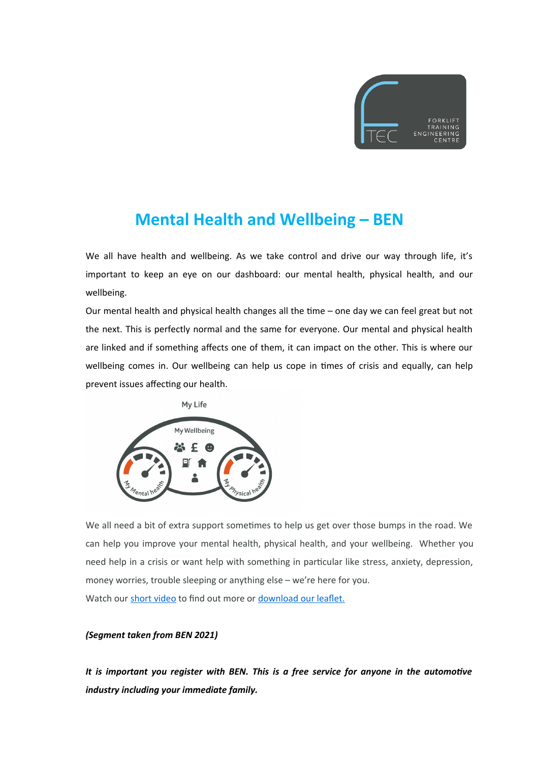# Mental Health and Wellbeing – BEN

We all have health and wellbeing. As we take control and drive our way through life, it's important to keep an eye on our dashboard: our mental health, physical health, and our wellbeing.

Our mental health and physical health changes all the time – one day we can feel great but not the next. This is perfectly normal and the same for everyone. Our mental and physical health are linked and if something affects one of them, it can impact on the other. This is where our wellbeing comes in. Our wellbeing can help us cope in times of crisis and equally, can help prevent issues affecting our health.

We all need a bit of extra support sometimes to help us get over those bumps in the road. We can help you improve your mental health, physical health, and your wellbeing. Whether you need help in a crisis or want help with something in particular like stress, anxiety, depression, money worries, trouble sleeping or anything else – we're here for you.

Watch our short video to find out more or download our leaflet.

***(Segment taken from BEN 2021)***

***It is important you register with BEN. This is a free service for anyone in the automotive industry including your immediate family.***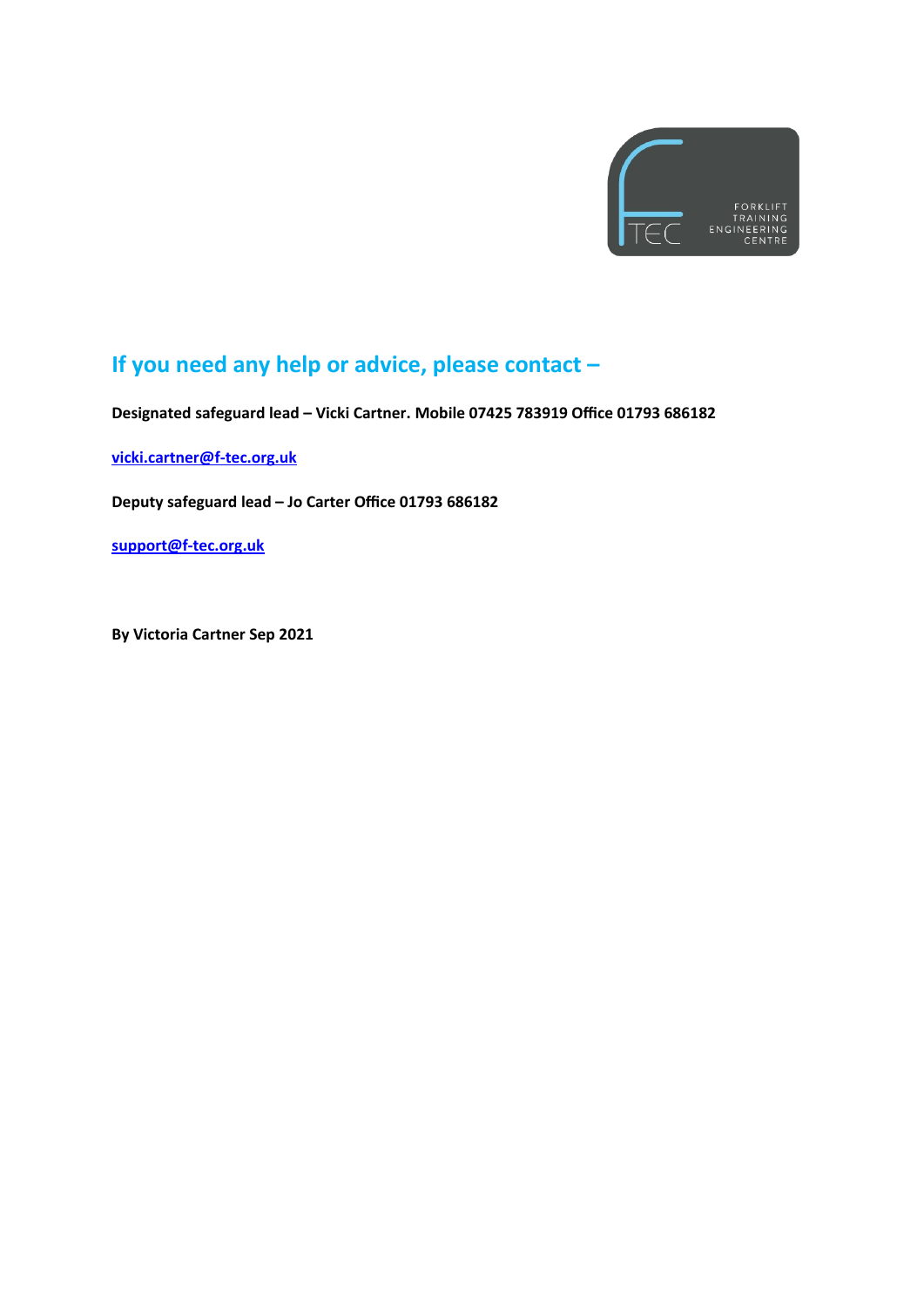## If you need any help or advice, please contact –

**Designated safeguard lead – Vicki Cartner. Mobile 07425 783919 Office 01793 686182**

**vicki.cartner@f-tec.org.uk**

**Deputy safeguard lead – Jo Carter Office 01793 686182**

**support@f-tec.org.uk**

**By Victoria Cartner Sep 2021**